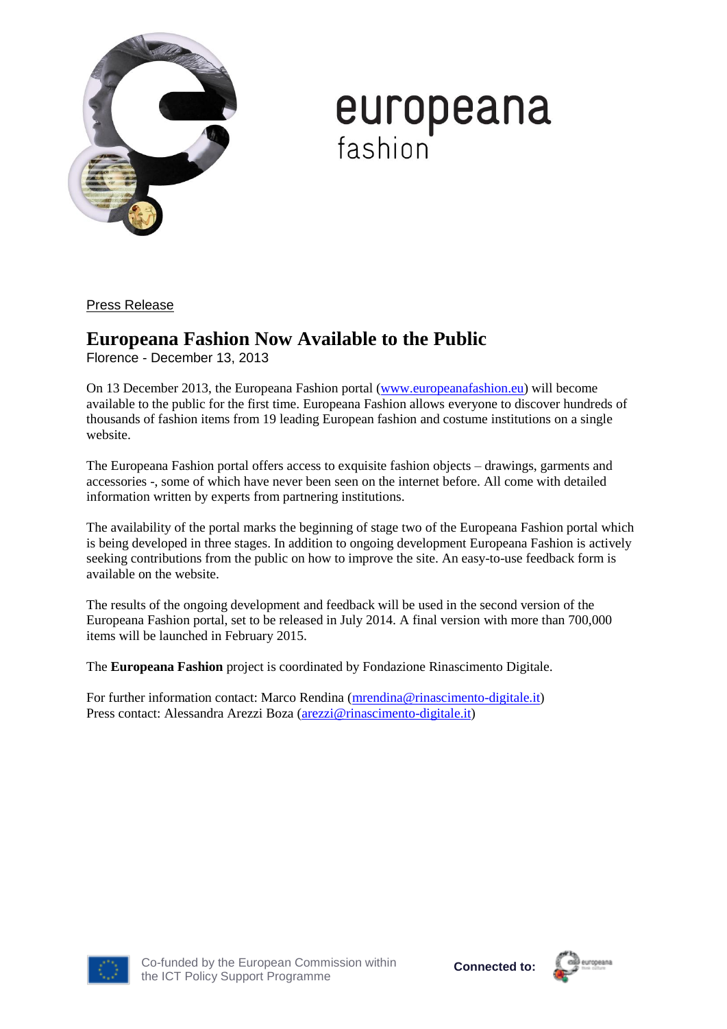europeana
fashion

Press Release

# Europeana Fashion Now Available to the Public

Florence - December 13, 2013

On 13 December 2013, the Europeana Fashion portal (www.europeanafashion.eu) will become available to the public for the first time. Europeana Fashion allows everyone to discover hundreds of thousands of fashion items from 19 leading European fashion and costume institutions on a single website.

The Europeana Fashion portal offers access to exquisite fashion objects – drawings, garments and accessories -, some of which have never been seen on the internet before. All come with detailed information written by experts from partnering institutions.

The availability of the portal marks the beginning of stage two of the Europeana Fashion portal which is being developed in three stages. In addition to ongoing development Europeana Fashion is actively seeking contributions from the public on how to improve the site. An easy-to-use feedback form is available on the website.

The results of the ongoing development and feedback will be used in the second version of the Europeana Fashion portal, set to be released in July 2014. A final version with more than 700,000 items will be launched in February 2015.

The **Europeana Fashion** project is coordinated by Fondazione Rinascimento Digitale.

For further information contact: Marco Rendina (mrendina@rinascimento-digitale.it)
Press contact: Alessandra Arezzi Boza (arezzi@rinascimento-digitale.it)

Co-funded by the European Commission within the ICT Policy Support Programme

**Connected to:**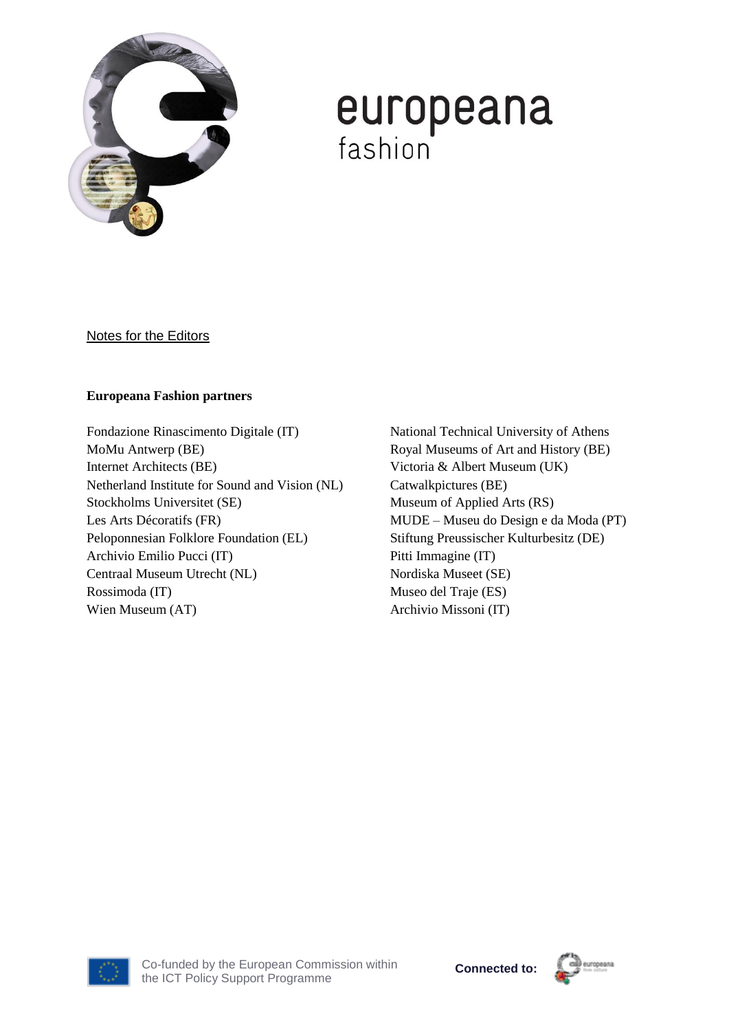europeana fashion

Notes for the Editors

**Europeana Fashion partners**

Fondazione Rinascimento Digitale (IT)
MoMu Antwerp (BE)
Internet Architects (BE)
Netherland Institute for Sound and Vision (NL)
Stockholms Universitet (SE)
Les Arts Décoratifs (FR)
Peloponnesian Folklore Foundation (EL)
Archivio Emilio Pucci (IT)
Centraal Museum Utrecht (NL)
Rossimoda (IT)
Wien Museum (AT)
National Technical University of Athens
Royal Museums of Art and History (BE)
Victoria & Albert Museum (UK)
Catwalkpictures (BE)
Museum of Applied Arts (RS)
MUDE – Museu do Design e da Moda (PT)
Stiftung Preussischer Kulturbesitz (DE)
Pitti Immagine (IT)
Nordiska Museet (SE)
Museo del Traje (ES)
Archivio Missoni (IT)

Co-funded by the European Commission within the ICT Policy Support Programme

**Connected to:**